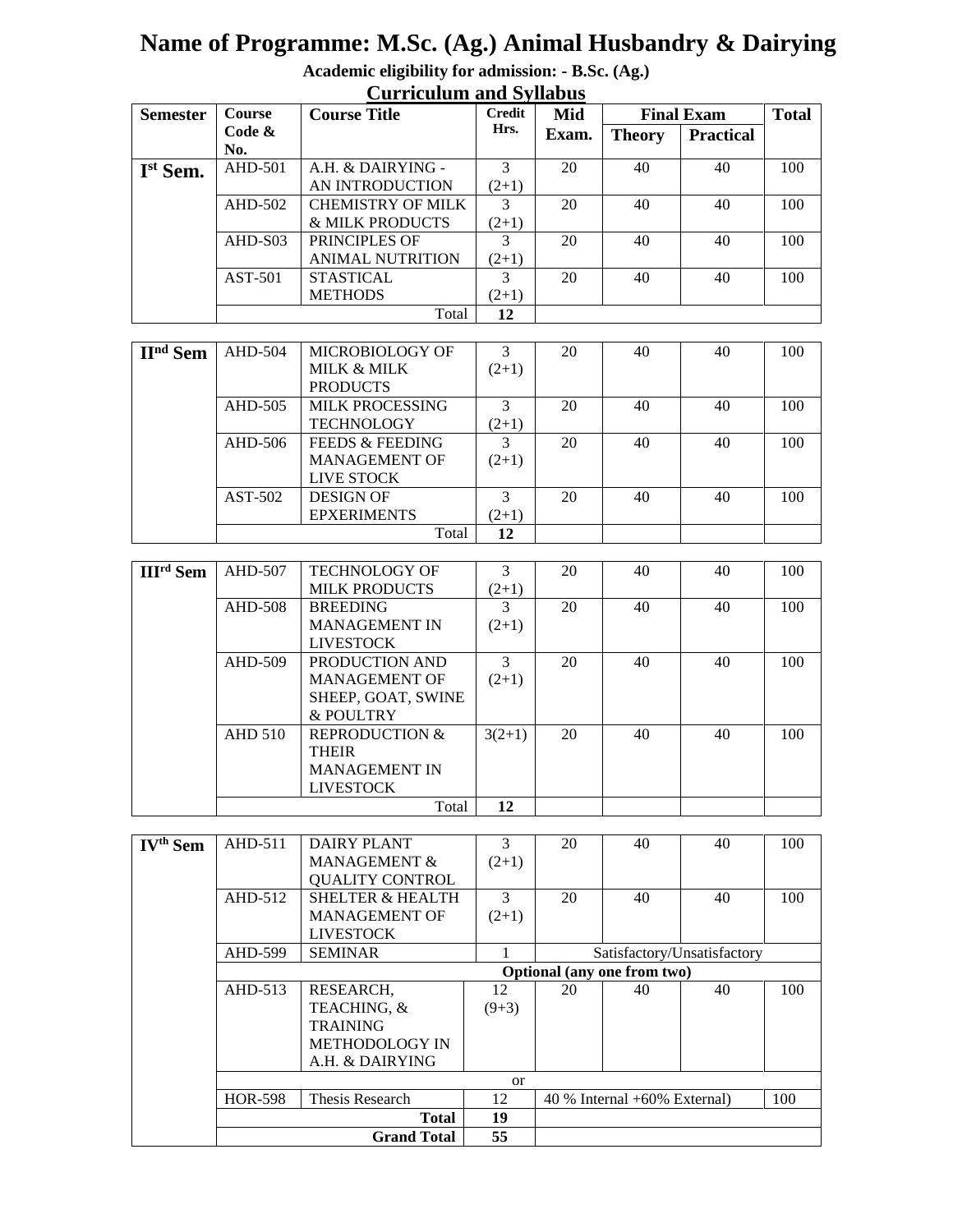# Name of Programme: M.Sc. (Ag.) Animal Husbandry & Dairying

**Academic eligibility for admission: - B.Sc. (Ag.)**

## Curriculum and Syllabus

| Semester | Course Code & No. | Course Title | Credit Hrs. | Mid Exam. | Final Exam | | Total |
|---|---|---|---|---|---|---|---|
| | | | | | Theory | Practical | |
| Ist Sem. | AHD-501 | A.H. & DAIRYING - AN INTRODUCTION | 3 (2+1) | 20 | 40 | 40 | 100 |
| | AHD-502 | CHEMISTRY OF MILK & MILK PRODUCTS | 3 (2+1) | 20 | 40 | 40 | 100 |
| | AHD-S03 | PRINCIPLES OF ANIMAL NUTRITION | 3 (2+1) | 20 | 40 | 40 | 100 |
| | AST-501 | STASTICAL METHODS | 3 (2+1) | 20 | 40 | 40 | 100 |
| | | Total | **12** | | | | |
| IInd Sem | AHD-504 | MICROBIOLOGY OF MILK & MILK PRODUCTS | 3 (2+1) | 20 | 40 | 40 | 100 |
| | AHD-505 | MILK PROCESSING TECHNOLOGY | 3 (2+1) | 20 | 40 | 40 | 100 |
| | AHD-506 | FEEDS & FEEDING MANAGEMENT OF LIVE STOCK | 3 (2+1) | 20 | 40 | 40 | 100 |
| | AST-502 | DESIGN OF EPXERIMENTS | 3 (2+1) | 20 | 40 | 40 | 100 |
| | | Total | **12** | | | | |
| IIIrd Sem | AHD-507 | TECHNOLOGY OF MILK PRODUCTS | 3 (2+1) | 20 | 40 | 40 | 100 |
| | AHD-508 | BREEDING MANAGEMENT IN LIVESTOCK | 3 (2+1) | 20 | 40 | 40 | 100 |
| | AHD-509 | PRODUCTION AND MANAGEMENT OF SHEEP, GOAT, SWINE & POULTRY | 3 (2+1) | 20 | 40 | 40 | 100 |
| | AHD 510 | REPRODUCTION & THEIR MANAGEMENT IN LIVESTOCK | 3(2+1) | 20 | 40 | 40 | 100 |
| | | Total | **12** | | | | |
| IVth Sem | AHD-511 | DAIRY PLANT MANAGEMENT & QUALITY CONTROL | 3 (2+1) | 20 | 40 | 40 | 100 |
| | AHD-512 | SHELTER & HEALTH MANAGEMENT OF LIVESTOCK | 3 (2+1) | 20 | 40 | 40 | 100 |
| | AHD-599 | SEMINAR | 1 | Satisfactory/Unsatisfactory | | | |
| | | | | **Optional (any one from two)** | | | |
| | AHD-513 | RESEARCH, TEACHING, & TRAINING METHODOLOGY IN A.H. & DAIRYING | 12 (9+3) | 20 | 40 | 40 | 100 |
| | | | or | | | | |
| | HOR-598 | Thesis Research | 12 | 40 % Internal +60% External) | | | 100 |
| | | **Total** | **19** | | | | |
| | | **Grand Total** | **55** | | | | |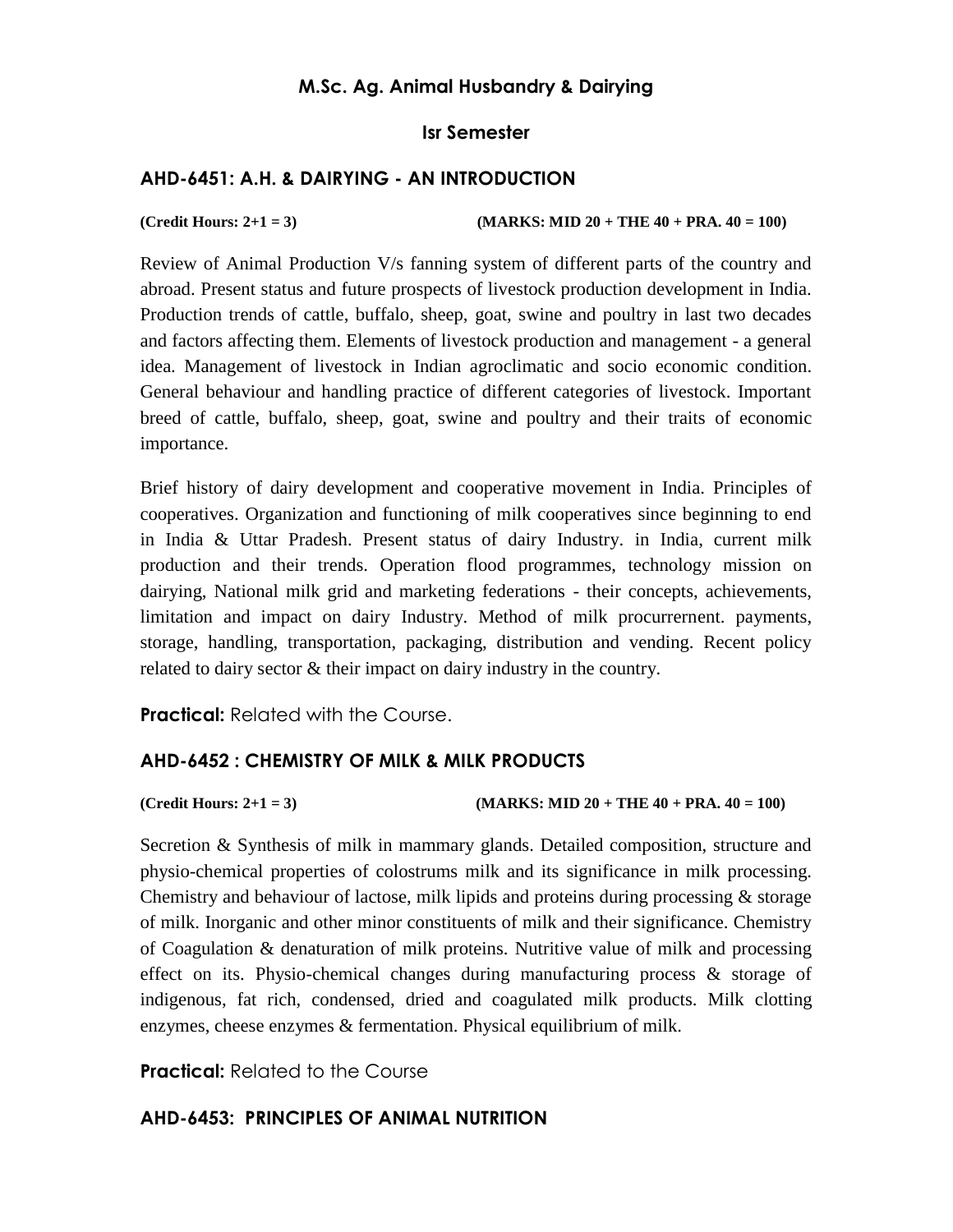## M.Sc. Ag. Animal Husbandry & Dairying

### Isr Semester

### AHD-6451: A.H. & DAIRYING - AN INTRODUCTION

**(Credit Hours: 2+1 = 3)** **(MARKS: MID 20 + THE 40 + PRA. 40 = 100)**

Review of Animal Production V/s fanning system of different parts of the country and abroad. Present status and future prospects of livestock production development in India. Production trends of cattle, buffalo, sheep, goat, swine and poultry in last two decades and factors affecting them. Elements of livestock production and management - a general idea. Management of livestock in Indian agroclimatic and socio economic condition. General behaviour and handling practice of different categories of livestock. Important breed of cattle, buffalo, sheep, goat, swine and poultry and their traits of economic importance.

Brief history of dairy development and cooperative movement in India. Principles of cooperatives. Organization and functioning of milk cooperatives since beginning to end in India & Uttar Pradesh. Present status of dairy Industry. in India, current milk production and their trends. Operation flood programmes, technology mission on dairying, National milk grid and marketing federations - their concepts, achievements, limitation and impact on dairy Industry. Method of milk procurrernent. payments, storage, handling, transportation, packaging, distribution and vending. Recent policy related to dairy sector & their impact on dairy industry in the country.

**Practical:** Related with the Course.

### AHD-6452 : CHEMISTRY OF MILK & MILK PRODUCTS

**(Credit Hours: 2+1 = 3)** **(MARKS: MID 20 + THE 40 + PRA. 40 = 100)**

Secretion & Synthesis of milk in mammary glands. Detailed composition, structure and physio-chemical properties of colostrums milk and its significance in milk processing. Chemistry and behaviour of lactose, milk lipids and proteins during processing & storage of milk. Inorganic and other minor constituents of milk and their significance. Chemistry of Coagulation & denaturation of milk proteins. Nutritive value of milk and processing effect on its. Physio-chemical changes during manufacturing process & storage of indigenous, fat rich, condensed, dried and coagulated milk products. Milk clotting enzymes, cheese enzymes & fermentation. Physical equilibrium of milk.

**Practical:** Related to the Course

### AHD-6453: PRINCIPLES OF ANIMAL NUTRITION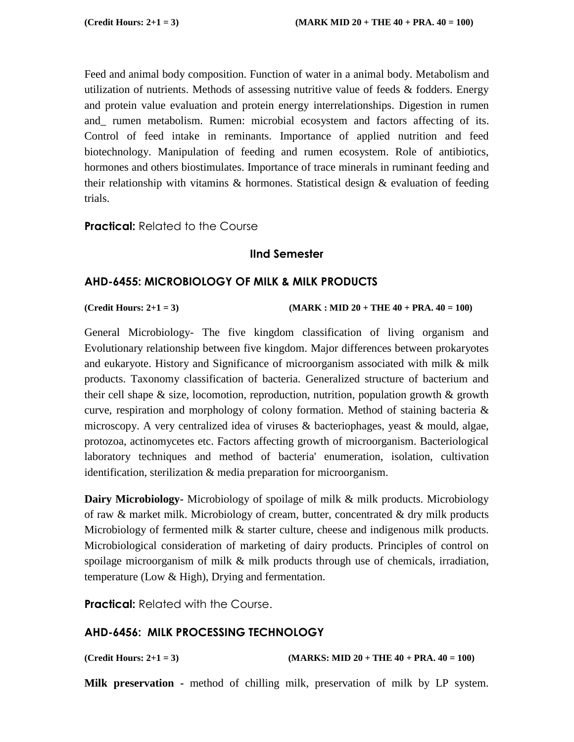**(Credit Hours: 2+1 = 3)** **(MARK MID 20 + THE 40 + PRA. 40 = 100)**

Feed and animal body composition. Function of water in a animal body. Metabolism and utilization of nutrients. Methods of assessing nutritive value of feeds & fodders. Energy and protein value evaluation and protein energy interrelationships. Digestion in rumen and_ rumen metabolism. Rumen: microbial ecosystem and factors affecting of its. Control of feed intake in reminants. Importance of applied nutrition and feed biotechnology. Manipulation of feeding and rumen ecosystem. Role of antibiotics, hormones and others biostimulates. Importance of trace minerals in ruminant feeding and their relationship with vitamins & hormones. Statistical design & evaluation of feeding trials.

**Practical:** Related to the Course

## IInd Semester

### AHD-6455: MICROBIOLOGY OF MILK & MILK PRODUCTS

**(Credit Hours: 2+1 = 3)** **(MARK : MID 20 + THE 40 + PRA. 40 = 100)**

General Microbiology- The five kingdom classification of living organism and Evolutionary relationship between five kingdom. Major differences between prokaryotes and eukaryote. History and Significance of microorganism associated with milk & milk products. Taxonomy classification of bacteria. Generalized structure of bacterium and their cell shape & size, locomotion, reproduction, nutrition, population growth & growth curve, respiration and morphology of colony formation. Method of staining bacteria & microscopy. A very centralized idea of viruses & bacteriophages, yeast & mould, algae, protozoa, actinomycetes etc. Factors affecting growth of microorganism. Bacteriological laboratory techniques and method of bacteria' enumeration, isolation, cultivation identification, sterilization & media preparation for microorganism.

**Dairy Microbiology-** Microbiology of spoilage of milk & milk products. Microbiology of raw & market milk. Microbiology of cream, butter, concentrated & dry milk products Microbiology of fermented milk & starter culture, cheese and indigenous milk products. Microbiological consideration of marketing of dairy products. Principles of control on spoilage microorganism of milk & milk products through use of chemicals, irradiation, temperature (Low & High), Drying and fermentation.

**Practical:** Related with the Course.

### AHD-6456: MILK PROCESSING TECHNOLOGY

**(Credit Hours: 2+1 = 3)** **(MARKS: MID 20 + THE 40 + PRA. 40 = 100)**

**Milk preservation** - method of chilling milk, preservation of milk by LP system.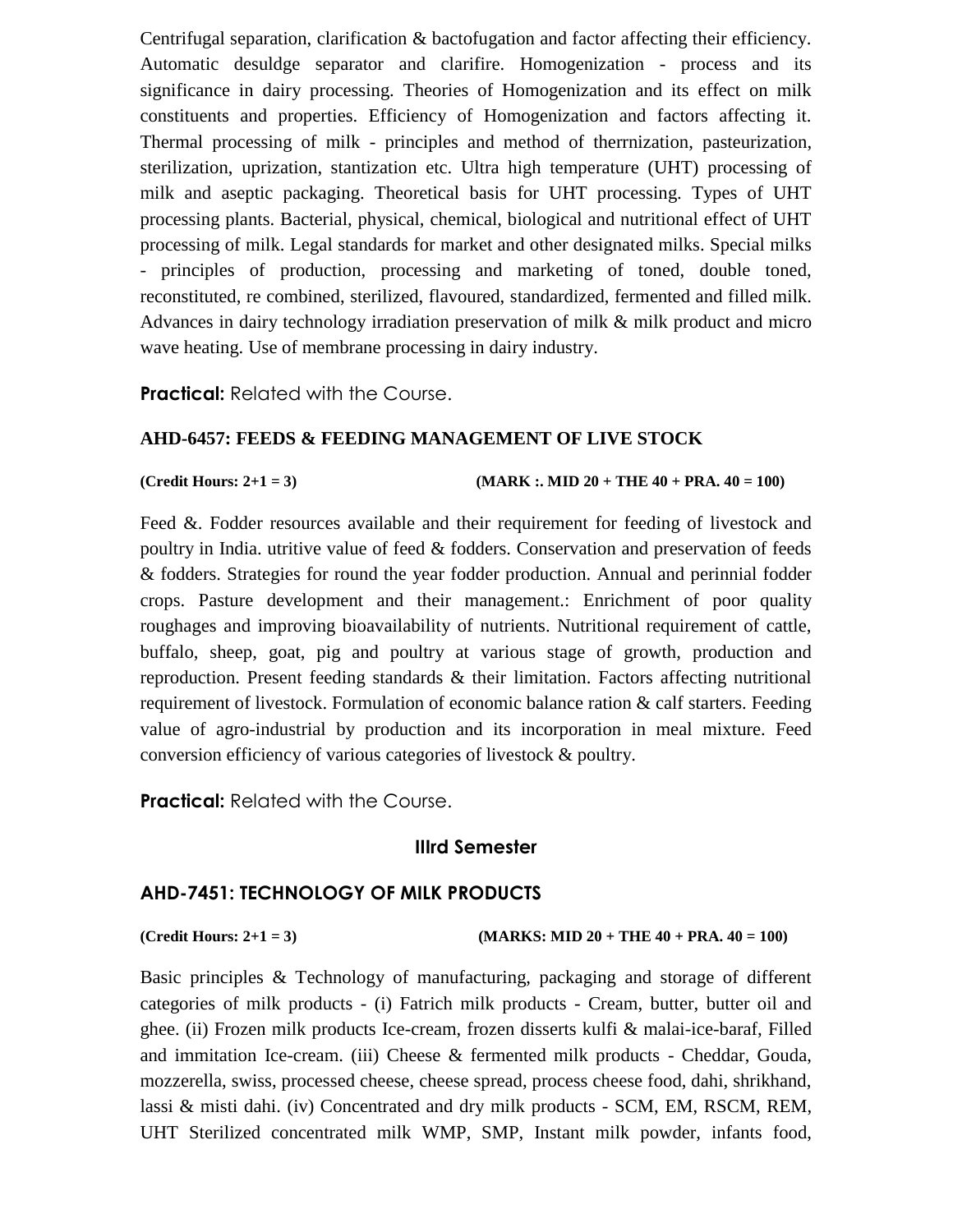Centrifugal separation, clarification & bactofugation and factor affecting their efficiency. Automatic desuldge separator and clarifire. Homogenization - process and its significance in dairy processing. Theories of Homogenization and its effect on milk constituents and properties. Efficiency of Homogenization and factors affecting it. Thermal processing of milk - principles and method of therrnization, pasteurization, sterilization, uprization, stantization etc. Ultra high temperature (UHT) processing of milk and aseptic packaging. Theoretical basis for UHT processing. Types of UHT processing plants. Bacterial, physical, chemical, biological and nutritional effect of UHT processing of milk. Legal standards for market and other designated milks. Special milks - principles of production, processing and marketing of toned, double toned, reconstituted, re combined, sterilized, flavoured, standardized, fermented and filled milk. Advances in dairy technology irradiation preservation of milk & milk product and micro wave heating. Use of membrane processing in dairy industry.

**Practical:** Related with the Course.

### AHD-6457: FEEDS & FEEDING MANAGEMENT OF LIVE STOCK

**(Credit Hours: 2+1 = 3)** **(MARK :. MID 20 + THE 40 + PRA. 40 = 100)**

Feed &. Fodder resources available and their requirement for feeding of livestock and poultry in India. utritive value of feed & fodders. Conservation and preservation of feeds & fodders. Strategies for round the year fodder production. Annual and perinnial fodder crops. Pasture development and their management.: Enrichment of poor quality roughages and improving bioavailability of nutrients. Nutritional requirement of cattle, buffalo, sheep, goat, pig and poultry at various stage of growth, production and reproduction. Present feeding standards & their limitation. Factors affecting nutritional requirement of livestock. Formulation of economic balance ration & calf starters. Feeding value of agro-industrial by production and its incorporation in meal mixture. Feed conversion efficiency of various categories of livestock & poultry.

**Practical:** Related with the Course.

## IIIrd Semester

### AHD-7451: TECHNOLOGY OF MILK PRODUCTS

**(Credit Hours: 2+1 = 3)** **(MARKS: MID 20 + THE 40 + PRA. 40 = 100)**

Basic principles & Technology of manufacturing, packaging and storage of different categories of milk products - (i) Fatrich milk products - Cream, butter, butter oil and ghee. (ii) Frozen milk products Ice-cream, frozen disserts kulfi & malai-ice-baraf, Filled and immitation Ice-cream. (iii) Cheese & fermented milk products - Cheddar, Gouda, mozzerella, swiss, processed cheese, cheese spread, process cheese food, dahi, shrikhand, lassi & misti dahi. (iv) Concentrated and dry milk products - SCM, EM, RSCM, REM, UHT Sterilized concentrated milk WMP, SMP, Instant milk powder, infants food,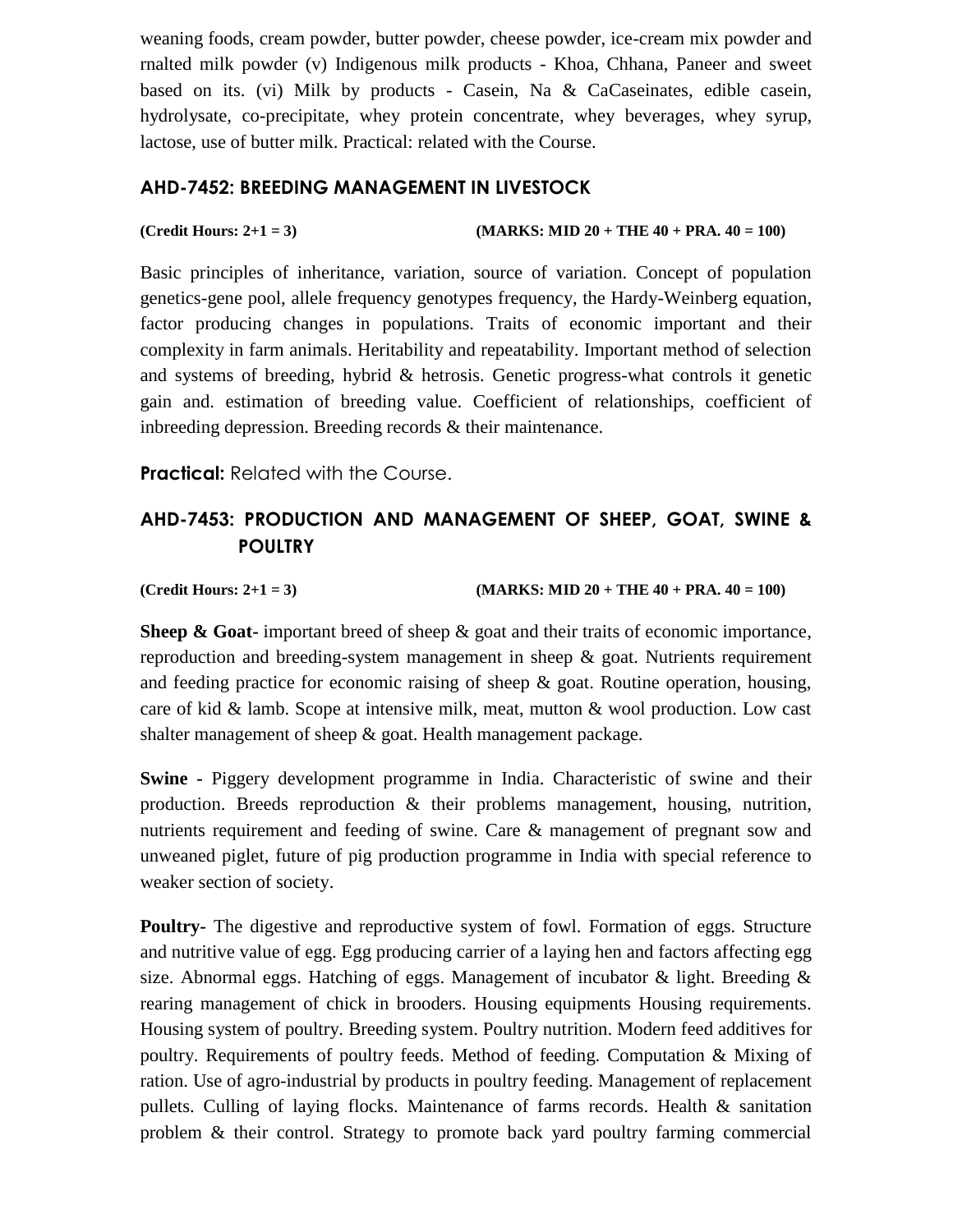weaning foods, cream powder, butter powder, cheese powder, ice-cream mix powder and rnalted milk powder (v) Indigenous milk products - Khoa, Chhana, Paneer and sweet based on its. (vi) Milk by products - Casein, Na & CaCaseinates, edible casein, hydrolysate, co-precipitate, whey protein concentrate, whey beverages, whey syrup, lactose, use of butter milk. Practical: related with the Course.

## AHD-7452: BREEDING MANAGEMENT IN LIVESTOCK

**(Credit Hours: 2+1 = 3)** **(MARKS: MID 20 + THE 40 + PRA. 40 = 100)**

Basic principles of inheritance, variation, source of variation. Concept of population genetics-gene pool, allele frequency genotypes frequency, the Hardy-Weinberg equation, factor producing changes in populations. Traits of economic important and their complexity in farm animals. Heritability and repeatability. Important method of selection and systems of breeding, hybrid & hetrosis. Genetic progress-what controls it genetic gain and. estimation of breeding value. Coefficient of relationships, coefficient of inbreeding depression. Breeding records & their maintenance.

**Practical:** Related with the Course.

## AHD-7453: PRODUCTION AND MANAGEMENT OF SHEEP, GOAT, SWINE & POULTRY

**(Credit Hours: 2+1 = 3)** **(MARKS: MID 20 + THE 40 + PRA. 40 = 100)**

**Sheep & Goat-** important breed of sheep & goat and their traits of economic importance, reproduction and breeding-system management in sheep & goat. Nutrients requirement and feeding practice for economic raising of sheep & goat. Routine operation, housing, care of kid & lamb. Scope at intensive milk, meat, mutton & wool production. Low cast shalter management of sheep & goat. Health management package.

**Swine -** Piggery development programme in India. Characteristic of swine and their production. Breeds reproduction & their problems management, housing, nutrition, nutrients requirement and feeding of swine. Care & management of pregnant sow and unweaned piglet, future of pig production programme in India with special reference to weaker section of society.

**Poultry-** The digestive and reproductive system of fowl. Formation of eggs. Structure and nutritive value of egg. Egg producing carrier of a laying hen and factors affecting egg size. Abnormal eggs. Hatching of eggs. Management of incubator & light. Breeding & rearing management of chick in brooders. Housing equipments Housing requirements. Housing system of poultry. Breeding system. Poultry nutrition. Modern feed additives for poultry. Requirements of poultry feeds. Method of feeding. Computation & Mixing of ration. Use of agro-industrial by products in poultry feeding. Management of replacement pullets. Culling of laying flocks. Maintenance of farms records. Health & sanitation problem & their control. Strategy to promote back yard poultry farming commercial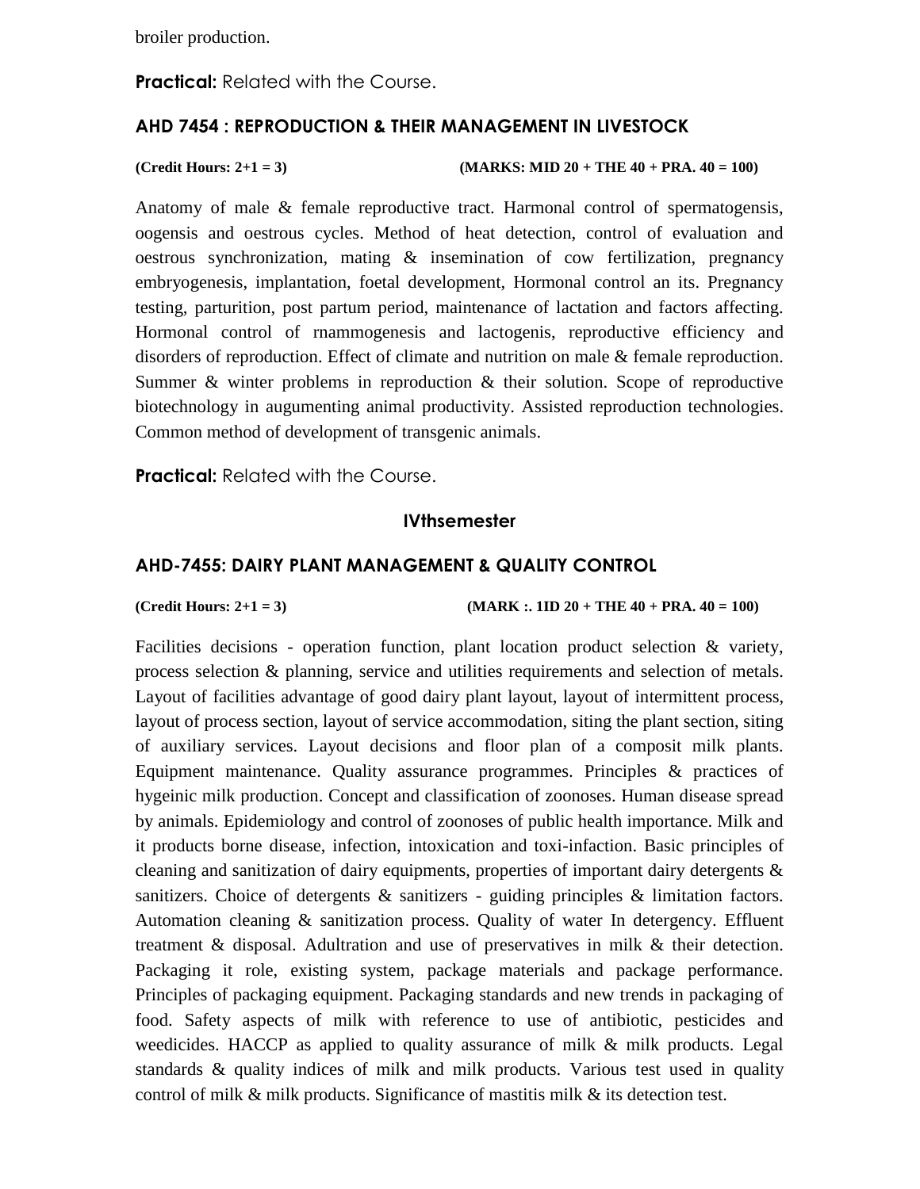broiler production.

**Practical:** Related with the Course.

### AHD 7454 : REPRODUCTION & THEIR MANAGEMENT IN LIVESTOCK

**(Credit Hours: 2+1 = 3)** **(MARKS: MID 20 + THE 40 + PRA. 40 = 100)**

Anatomy of male & female reproductive tract. Harmonal control of spermatogensis, oogensis and oestrous cycles. Method of heat detection, control of evaluation and oestrous synchronization, mating & insemination of cow fertilization, pregnancy embryogenesis, implantation, foetal development, Hormonal control an its. Pregnancy testing, parturition, post partum period, maintenance of lactation and factors affecting. Hormonal control of rnammogenesis and lactogenis, reproductive efficiency and disorders of reproduction. Effect of climate and nutrition on male & female reproduction. Summer & winter problems in reproduction & their solution. Scope of reproductive biotechnology in augumenting animal productivity. Assisted reproduction technologies. Common method of development of transgenic animals.

**Practical:** Related with the Course.

## IVthsemester

### AHD-7455: DAIRY PLANT MANAGEMENT & QUALITY CONTROL

**(Credit Hours: 2+1 = 3)** **(MARK :. 1ID 20 + THE 40 + PRA. 40 = 100)**

Facilities decisions - operation function, plant location product selection & variety, process selection & planning, service and utilities requirements and selection of metals. Layout of facilities advantage of good dairy plant layout, layout of intermittent process, layout of process section, layout of service accommodation, siting the plant section, siting of auxiliary services. Layout decisions and floor plan of a composit milk plants. Equipment maintenance. Quality assurance programmes. Principles & practices of hygeinic milk production. Concept and classification of zoonoses. Human disease spread by animals. Epidemiology and control of zoonoses of public health importance. Milk and it products borne disease, infection, intoxication and toxi-infaction. Basic principles of cleaning and sanitization of dairy equipments, properties of important dairy detergents & sanitizers. Choice of detergents & sanitizers - guiding principles & limitation factors. Automation cleaning & sanitization process. Quality of water In detergency. Effluent treatment & disposal. Adultration and use of preservatives in milk & their detection. Packaging it role, existing system, package materials and package performance. Principles of packaging equipment. Packaging standards and new trends in packaging of food. Safety aspects of milk with reference to use of antibiotic, pesticides and weedicides. HACCP as applied to quality assurance of milk & milk products. Legal standards & quality indices of milk and milk products. Various test used in quality control of milk & milk products. Significance of mastitis milk & its detection test.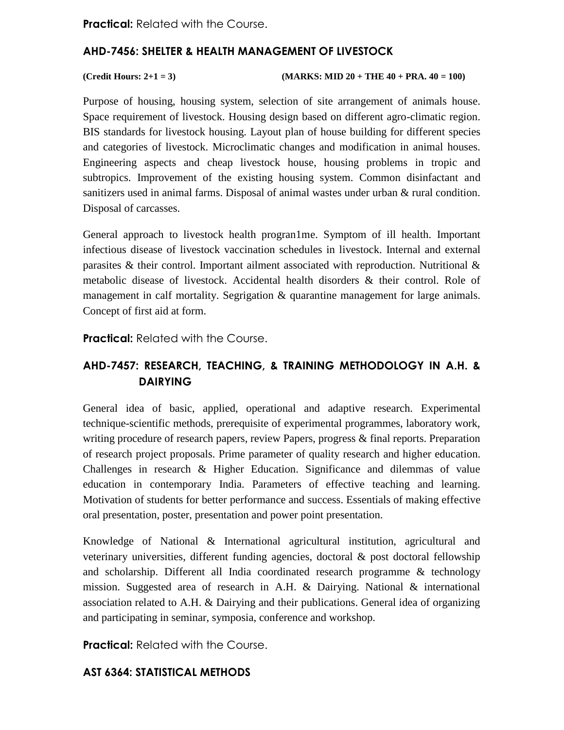**Practical:** Related with the Course.

### AHD-7456: SHELTER & HEALTH MANAGEMENT OF LIVESTOCK

**(Credit Hours: 2+1 = 3)** **(MARKS: MID 20 + THE 40 + PRA. 40 = 100)**

Purpose of housing, housing system, selection of site arrangement of animals house. Space requirement of livestock. Housing design based on different agro-climatic region. BIS standards for livestock housing. Layout plan of house building for different species and categories of livestock. Microclimatic changes and modification in animal houses. Engineering aspects and cheap livestock house, housing problems in tropic and subtropics. Improvement of the existing housing system. Common disinfactant and sanitizers used in animal farms. Disposal of animal wastes under urban & rural condition. Disposal of carcasses.

General approach to livestock health progran1me. Symptom of ill health. Important infectious disease of livestock vaccination schedules in livestock. Internal and external parasites & their control. Important ailment associated with reproduction. Nutritional & metabolic disease of livestock. Accidental health disorders & their control. Role of management in calf mortality. Segrigation & quarantine management for large animals. Concept of first aid at form.

**Practical:** Related with the Course.

### AHD-7457: RESEARCH, TEACHING, & TRAINING METHODOLOGY IN A.H. & DAIRYING

General idea of basic, applied, operational and adaptive research. Experimental technique-scientific methods, prerequisite of experimental programmes, laboratory work, writing procedure of research papers, review Papers, progress & final reports. Preparation of research project proposals. Prime parameter of quality research and higher education. Challenges in research & Higher Education. Significance and dilemmas of value education in contemporary India. Parameters of effective teaching and learning. Motivation of students for better performance and success. Essentials of making effective oral presentation, poster, presentation and power point presentation.

Knowledge of National & International agricultural institution, agricultural and veterinary universities, different funding agencies, doctoral & post doctoral fellowship and scholarship. Different all India coordinated research programme & technology mission. Suggested area of research in A.H. & Dairying. National & international association related to A.H. & Dairying and their publications. General idea of organizing and participating in seminar, symposia, conference and workshop.

**Practical:** Related with the Course.

### AST 6364: STATISTICAL METHODS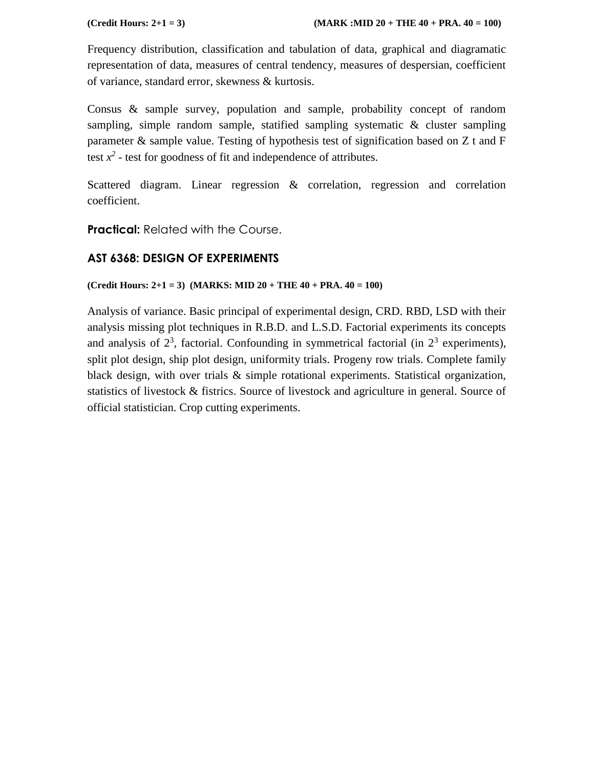**(Credit Hours: 2+1 = 3)** **(MARK :MID 20 + THE 40 + PRA. 40 = 100)**

Frequency distribution, classification and tabulation of data, graphical and diagramatic representation of data, measures of central tendency, measures of despersian, coefficient of variance, standard error, skewness & kurtosis.

Consus & sample survey, population and sample, probability concept of random sampling, simple random sample, statified sampling systematic & cluster sampling parameter & sample value. Testing of hypothesis test of signification based on Z t and F test $x^2$ - test for goodness of fit and independence of attributes.

Scattered diagram. Linear regression & correlation, regression and correlation coefficient.

**Practical:** Related with the Course.

## AST 6368: DESIGN OF EXPERIMENTS

**(Credit Hours: 2+1 = 3) (MARKS: MID 20 + THE 40 + PRA. 40 = 100)**

Analysis of variance. Basic principal of experimental design, CRD. RBD, LSD with their analysis missing plot techniques in R.B.D. and L.S.D. Factorial experiments its concepts and analysis of $2^3$, factorial. Confounding in symmetrical factorial (in $2^3$ experiments), split plot design, ship plot design, uniformity trials. Progeny row trials. Complete family black design, with over trials & simple rotational experiments. Statistical organization, statistics of livestock & fistrics. Source of livestock and agriculture in general. Source of official statistician. Crop cutting experiments.